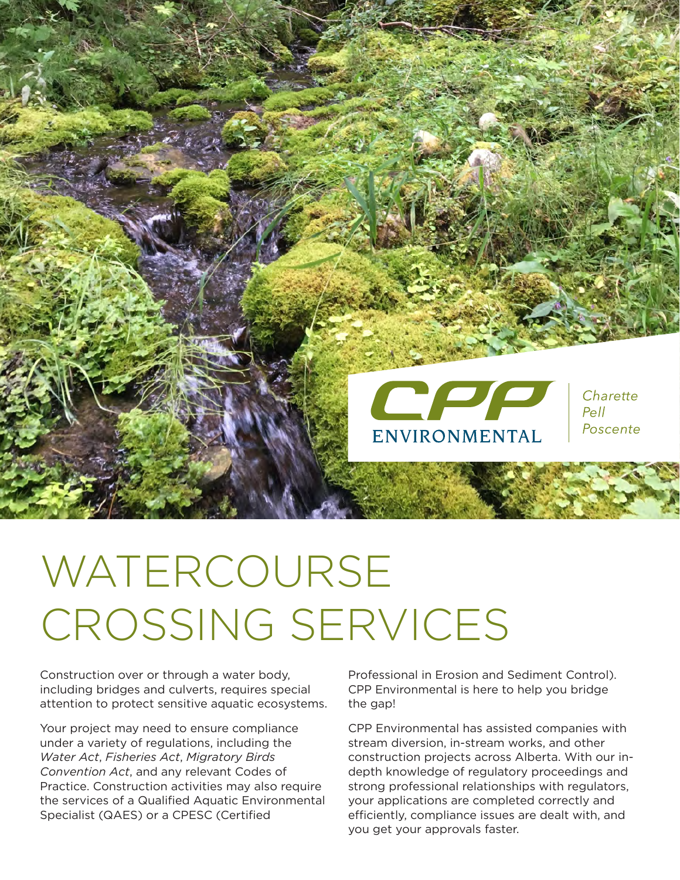CPP ENVIRONMENTAL

*Charette Pell Poscente*

# WATERCOURSE CROSSING SERVICES

Construction over or through a water body, including bridges and culverts, requires special attention to protect sensitive aquatic ecosystems.

Your project may need to ensure compliance under a variety of regulations, including the *Water Act*, *Fisheries Act*, *Migratory Birds Convention Act*, and any relevant Codes of Practice. Construction activities may also require the services of a Qualified Aquatic Environmental Specialist (QAES) or a CPESC (Certified Professional in Erosion and Sediment Control). CPP Environmental is here to help you bridge the gap!

CPP Environmental has assisted companies with stream diversion, in-stream works, and other construction projects across Alberta. With our in-depth knowledge of regulatory proceedings and strong professional relationships with regulators, your applications are completed correctly and efficiently, compliance issues are dealt with, and you get your approvals faster.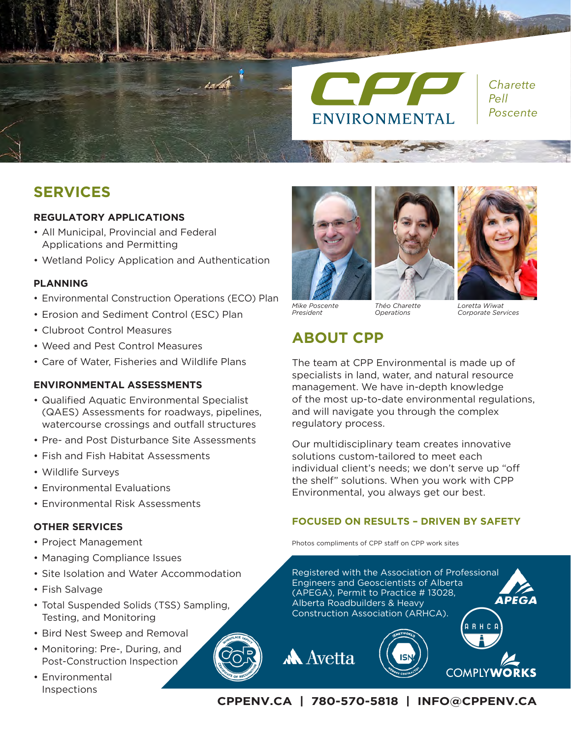CPP ENVIRONMENTAL

*Charette*
*Pell*
*Poscente*

## SERVICES

### REGULATORY APPLICATIONS

- All Municipal, Provincial and Federal Applications and Permitting
- Wetland Policy Application and Authentication

### PLANNING

- Environmental Construction Operations (ECO) Plan
- Erosion and Sediment Control (ESC) Plan
- Clubroot Control Measures
- Weed and Pest Control Measures
- Care of Water, Fisheries and Wildlife Plans

### ENVIRONMENTAL ASSESSMENTS

- Qualified Aquatic Environmental Specialist (QAES) Assessments for roadways, pipelines, watercourse crossings and outfall structures
- Pre- and Post Disturbance Site Assessments
- Fish and Fish Habitat Assessments
- Wildlife Surveys
- Environmental Evaluations
- Environmental Risk Assessments

### OTHER SERVICES

- Project Management
- Managing Compliance Issues
- Site Isolation and Water Accommodation
- Fish Salvage
- Total Suspended Solids (TSS) Sampling, Testing, and Monitoring
- Bird Nest Sweep and Removal
- Monitoring: Pre-, During, and Post-Construction Inspection
- Environmental Inspections

*Mike Poscente*
*President*

*Théo Charette*
*Operations*

*Loretta Wiwat*
*Corporate Services*

## ABOUT CPP

The team at CPP Environmental is made up of specialists in land, water, and natural resource management. We have in-depth knowledge of the most up-to-date environmental regulations, and will navigate you through the complex regulatory process.

Our multidisciplinary team creates innovative solutions custom-tailored to meet each individual client's needs; we don't serve up "off the shelf" solutions. When you work with CPP Environmental, you always get our best.

**FOCUSED ON RESULTS – DRIVEN BY SAFETY**

Photos compliments of CPP staff on CPP work sites

Registered with the Association of Professional Engineers and Geoscientists of Alberta (APEGA), Permit to Practice # 13028, Alberta Roadbuilders & Heavy Construction Association (ARHCA).

APEGA | ARHCA | COR | Avetta | ISN | COMPLYWORKS

**CPPENV.CA | 780-570-5818 | INFO@CPPENV.CA**